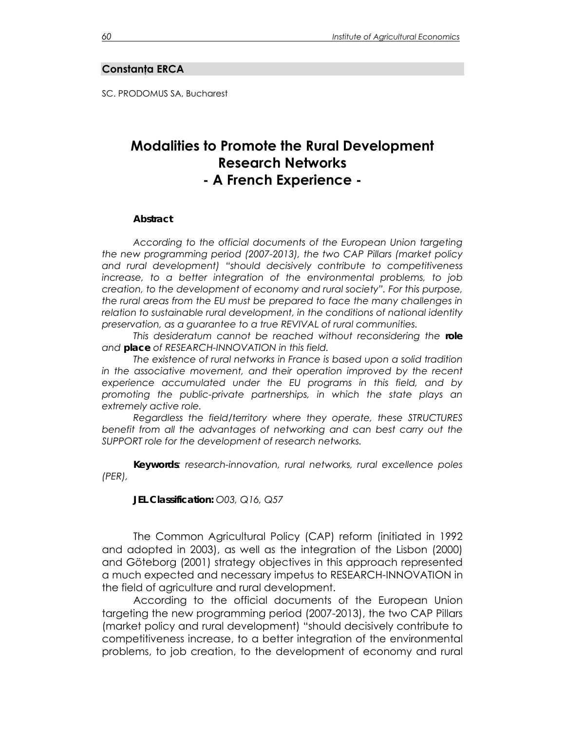**Constanța ERCA**

SC. PRODOMUS SA, Bucharest

# Modalities to Promote the Rural Development Research Networks - A French Experience -

**Abstract**

*According to the official documents of the European Union targeting the new programming period (2007-2013), the two CAP Pillars (market policy and rural development) "should decisively contribute to competitiveness increase, to a better integration of the environmental problems, to job creation, to the development of economy and rural society". For this purpose, the rural areas from the EU must be prepared to face the many challenges in relation to sustainable rural development, in the conditions of national identity preservation, as a guarantee to a true REVIVAL of rural communities.*

*This desideratum cannot be reached without reconsidering the* **role** *and* **place** *of RESEARCH-INNOVATION in this field.*

*The existence of rural networks in France is based upon a solid tradition in the associative movement, and their operation improved by the recent experience accumulated under the EU programs in this field, and by promoting the public-private partnerships, in which the state plays an extremely active role.*

*Regardless the field/territory where they operate, these STRUCTURES benefit from all the advantages of networking and can best carry out the SUPPORT role for the development of research networks.*

**Keywords**: *research-innovation, rural networks, rural excellence poles (PER),*

**JEL Classification:** *O03, Q16, Q57*

The Common Agricultural Policy (CAP) reform (initiated in 1992 and adopted in 2003), as well as the integration of the Lisbon (2000) and Göteborg (2001) strategy objectives in this approach represented a much expected and necessary impetus to RESEARCH-INNOVATION in the field of agriculture and rural development.

According to the official documents of the European Union targeting the new programming period (2007-2013), the two CAP Pillars (market policy and rural development) "should decisively contribute to competitiveness increase, to a better integration of the environmental problems, to job creation, to the development of economy and rural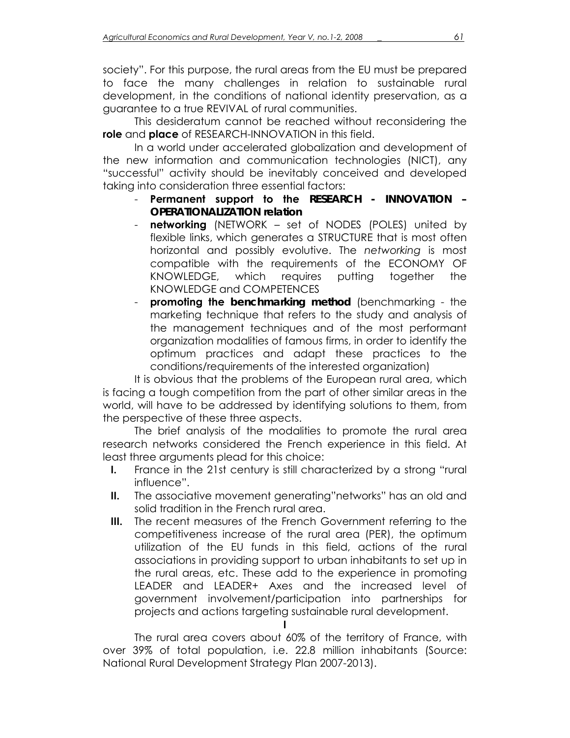society". For this purpose, the rural areas from the EU must be prepared to face the many challenges in relation to sustainable rural development, in the conditions of national identity preservation, as a guarantee to a true REVIVAL of rural communities.

This desideratum cannot be reached without reconsidering the **role** and **place** of RESEARCH-INNOVATION in this field.

In a world under accelerated globalization and development of the new information and communication technologies (NICT), any "successful" activity should be inevitably conceived and developed taking into consideration three essential factors:

- **Permanent support to the RESEARCH - INNOVATION – OPERATIONALIZATION relation**
- **networking** (NETWORK – set of NODES (POLES) united by flexible links, which generates a STRUCTURE that is most often horizontal and possibly evolutive. The *networking* is most compatible with the requirements of the ECONOMY OF KNOWLEDGE, which requires putting together the KNOWLEDGE and COMPETENCES
- **promoting the benchmarking method** (benchmarking - the marketing technique that refers to the study and analysis of the management techniques and of the most performant organization modalities of famous firms, in order to identify the optimum practices and adapt these practices to the conditions/requirements of the interested organization)

It is obvious that the problems of the European rural area, which is facing a tough competition from the part of other similar areas in the world, will have to be addressed by identifying solutions to them, from the perspective of these three aspects.

The brief analysis of the modalities to promote the rural area research networks considered the French experience in this field. At least three arguments plead for this choice:

- **I.** France in the 21st century is still characterized by a strong "rural influence".
- **II.** The associative movement generating"networks" has an old and solid tradition in the French rural area.
- **III.** The recent measures of the French Government referring to the competitiveness increase of the rural area (PER), the optimum utilization of the EU funds in this field, actions of the rural associations in providing support to urban inhabitants to set up in the rural areas, etc. These add to the experience in promoting LEADER and LEADER+ Axes and the increased level of government involvement/participation into partnerships for projects and actions targeting sustainable rural development.

**I**

The rural area covers about 60% of the territory of France, with over 39% of total population, i.e. 22.8 million inhabitants (Source: National Rural Development Strategy Plan 2007-2013).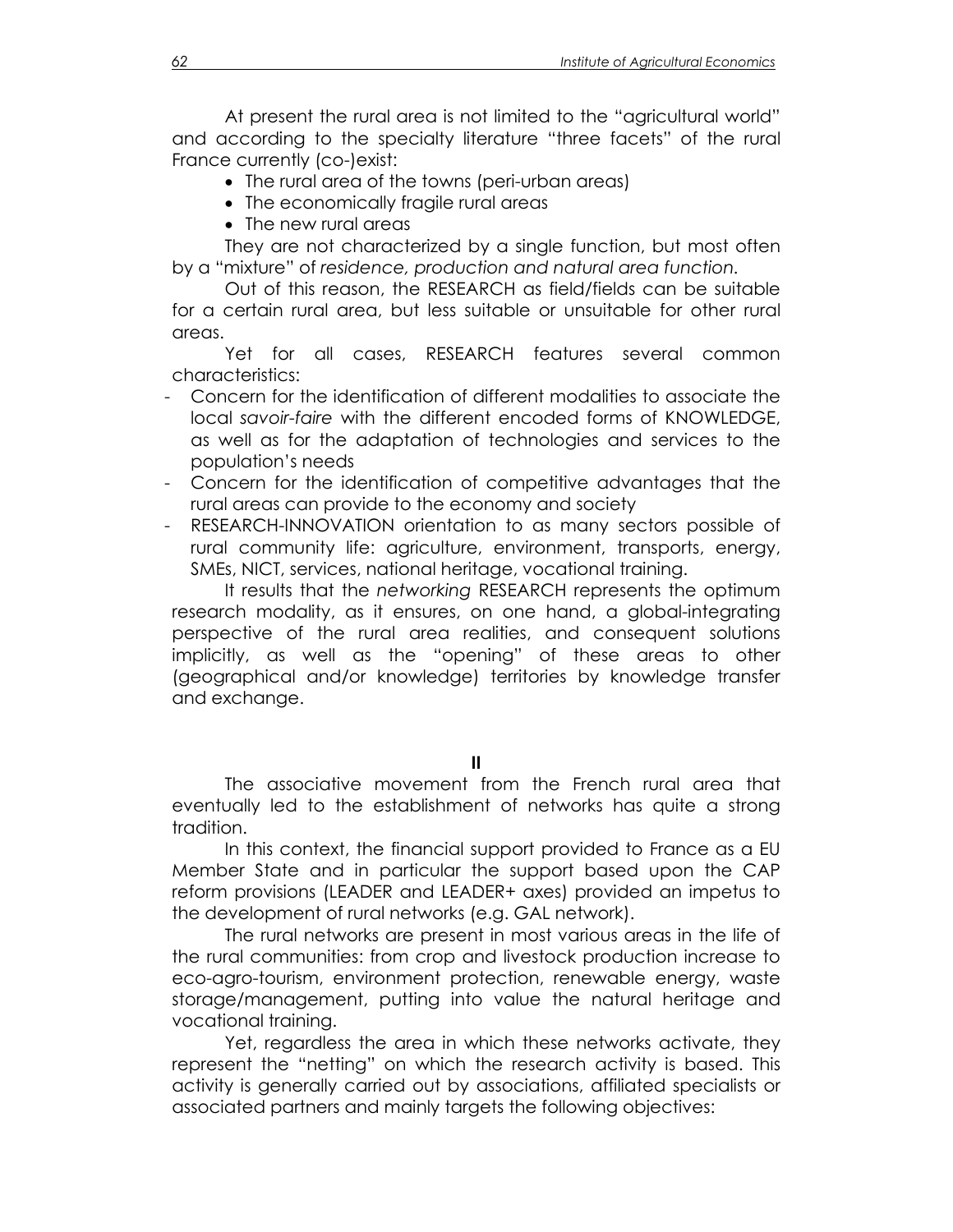At present the rural area is not limited to the "agricultural world" and according to the specialty literature "three facets" of the rural France currently (co-)exist:

- The rural area of the towns (peri-urban areas)
- The economically fragile rural areas
- The new rural areas

They are not characterized by a single function, but most often by a "mixture" of *residence, production and natural area function.*

Out of this reason, the RESEARCH as field/fields can be suitable for a certain rural area, but less suitable or unsuitable for other rural areas.

Yet for all cases, RESEARCH features several common characteristics:

- Concern for the identification of different modalities to associate the local *savoir-faire* with the different encoded forms of KNOWLEDGE, as well as for the adaptation of technologies and services to the population's needs
- Concern for the identification of competitive advantages that the rural areas can provide to the economy and society
- RESEARCH-INNOVATION orientation to as many sectors possible of rural community life: agriculture, environment, transports, energy, SMEs, NICT, services, national heritage, vocational training.

It results that the *networking* RESEARCH represents the optimum research modality, as it ensures, on one hand, a global-integrating perspective of the rural area realities, and consequent solutions implicitly, as well as the "opening" of these areas to other (geographical and/or knowledge) territories by knowledge transfer and exchange.

## II

The associative movement from the French rural area that eventually led to the establishment of networks has quite a strong tradition.

In this context, the financial support provided to France as a EU Member State and in particular the support based upon the CAP reform provisions (LEADER and LEADER+ axes) provided an impetus to the development of rural networks (e.g. GAL network).

The rural networks are present in most various areas in the life of the rural communities: from crop and livestock production increase to eco-agro-tourism, environment protection, renewable energy, waste storage/management, putting into value the natural heritage and vocational training.

Yet, regardless the area in which these networks activate, they represent the "netting" on which the research activity is based. This activity is generally carried out by associations, affiliated specialists or associated partners and mainly targets the following objectives: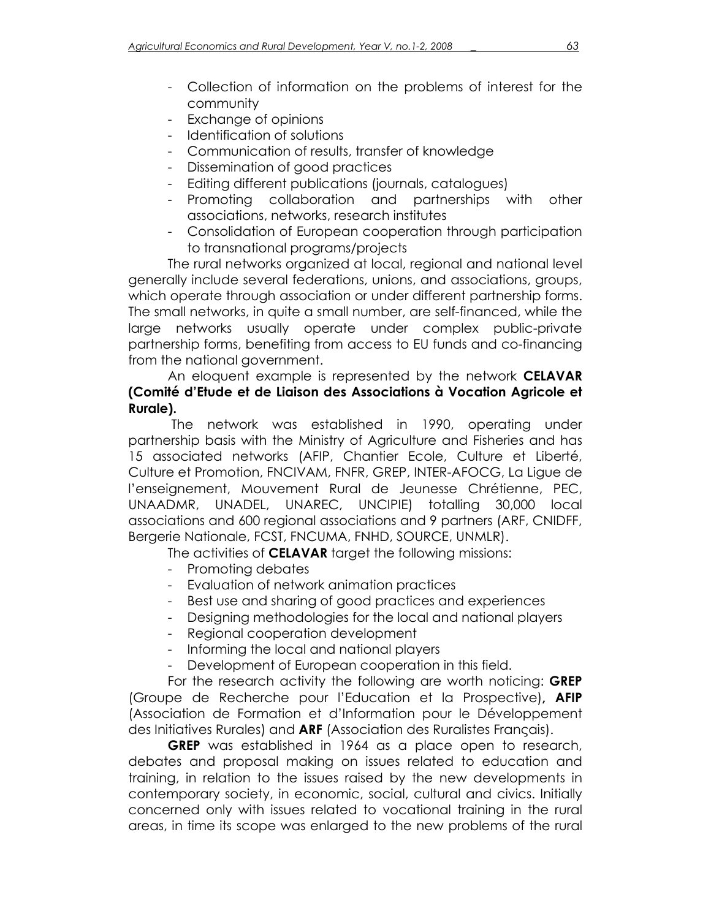- Collection of information on the problems of interest for the community
- Exchange of opinions
- Identification of solutions
- Communication of results, transfer of knowledge
- Dissemination of good practices
- Editing different publications (journals, catalogues)
- Promoting collaboration and partnerships with other associations, networks, research institutes
- Consolidation of European cooperation through participation to transnational programs/projects

The rural networks organized at local, regional and national level generally include several federations, unions, and associations, groups, which operate through association or under different partnership forms. The small networks, in quite a small number, are self-financed, while the large networks usually operate under complex public-private partnership forms, benefiting from access to EU funds and co-financing from the national government.

An eloquent example is represented by the network **CELAVAR (Comité d'Etude et de Liaison des Associations à Vocation Agricole et Rurale).**

The network was established in 1990, operating under partnership basis with the Ministry of Agriculture and Fisheries and has 15 associated networks (AFIP, Chantier Ecole, Culture et Liberté, Culture et Promotion, FNCIVAM, FNFR, GREP, INTER-AFOCG, La Ligue de l'enseignement, Mouvement Rural de Jeunesse Chrétienne, PEC, UNAADMR, UNADEL, UNAREC, UNCIPIE) totalling 30,000 local associations and 600 regional associations and 9 partners (ARF, CNIDFF, Bergerie Nationale, FCST, FNCUMA, FNHD, SOURCE, UNMLR).

The activities of **CELAVAR** target the following missions:

- Promoting debates
- Evaluation of network animation practices
- Best use and sharing of good practices and experiences
- Designing methodologies for the local and national players
- Regional cooperation development
- Informing the local and national players
- Development of European cooperation in this field.

For the research activity the following are worth noticing: **GREP** (Groupe de Recherche pour l'Education et la Prospective)**, AFIP** (Association de Formation et d'Information pour le Développement des Initiatives Rurales) and **ARF** (Association des Ruralistes Français).

**GREP** was established in 1964 as a place open to research, debates and proposal making on issues related to education and training, in relation to the issues raised by the new developments in contemporary society, in economic, social, cultural and civics. Initially concerned only with issues related to vocational training in the rural areas, in time its scope was enlarged to the new problems of the rural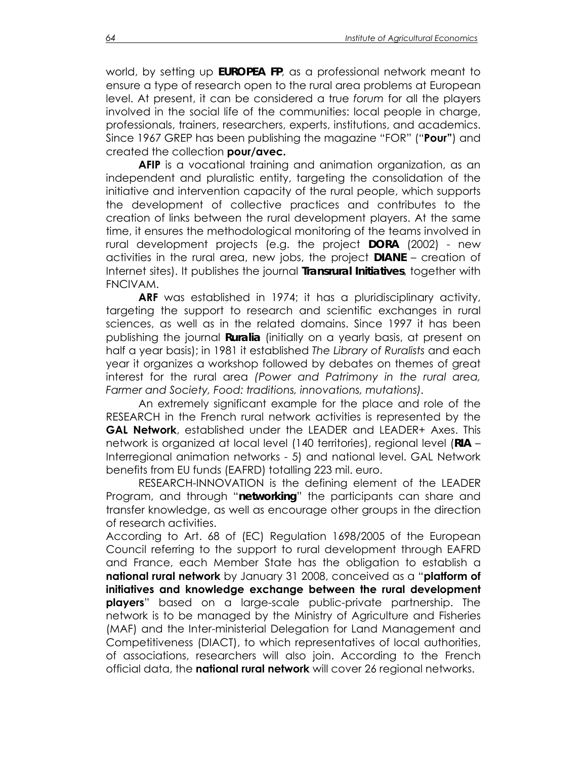world, by setting up **EUROPEA FP**, as a professional network meant to ensure a type of research open to the rural area problems at European level. At present, it can be considered a true *forum* for all the players involved in the social life of the communities: local people in charge, professionals, trainers, researchers, experts, institutions, and academics. Since 1967 GREP has been publishing the magazine "FOR" ("**Pour"**) and created the collection **pour/avec.**

**AFIP** is a vocational training and animation organization, as an independent and pluralistic entity, targeting the consolidation of the initiative and intervention capacity of the rural people, which supports the development of collective practices and contributes to the creation of links between the rural development players. At the same time, it ensures the methodological monitoring of the teams involved in rural development projects (e.g. the project **DORA** (2002) - new activities in the rural area, new jobs, the project **DIANE** – creation of Internet sites). It publishes the journal ***Transrural Initiatives***, together with FNCIVAM.

**ARF** was established in 1974; it has a pluridisciplinary activity, targeting the support to research and scientific exchanges in rural sciences, as well as in the related domains. Since 1997 it has been publishing the journal ***Ruralia*** (initially on a yearly basis, at present on half a year basis); in 1981 it established *The Library of Ruralists* and each year it organizes a workshop followed by debates on themes of great interest for the rural area *(Power and Patrimony in the rural area, Farmer and Society, Food: traditions, innovations, mutations).*

An extremely significant example for the place and role of the RESEARCH in the French rural network activities is represented by the **GAL Network**, established under the LEADER and LEADER+ Axes. This network is organized at local level (140 territories), regional level (**RIA** – Interregional animation networks - 5) and national level. GAL Network benefits from EU funds (EAFRD) totalling 223 mil. euro.

RESEARCH-INNOVATION is the defining element of the LEADER Program, and through "***networking***" the participants can share and transfer knowledge, as well as encourage other groups in the direction of research activities.

According to Art. 68 of (EC) Regulation 1698/2005 of the European Council referring to the support to rural development through EAFRD and France, each Member State has the obligation to establish a **national rural network** by January 31 2008, conceived as a "**platform of initiatives and knowledge exchange between the rural development players**" based on a large-scale public-private partnership. The network is to be managed by the Ministry of Agriculture and Fisheries (MAF) and the Inter-ministerial Delegation for Land Management and Competitiveness (DIACT), to which representatives of local authorities, of associations, researchers will also join. According to the French official data, the **national rural network** will cover 26 regional networks.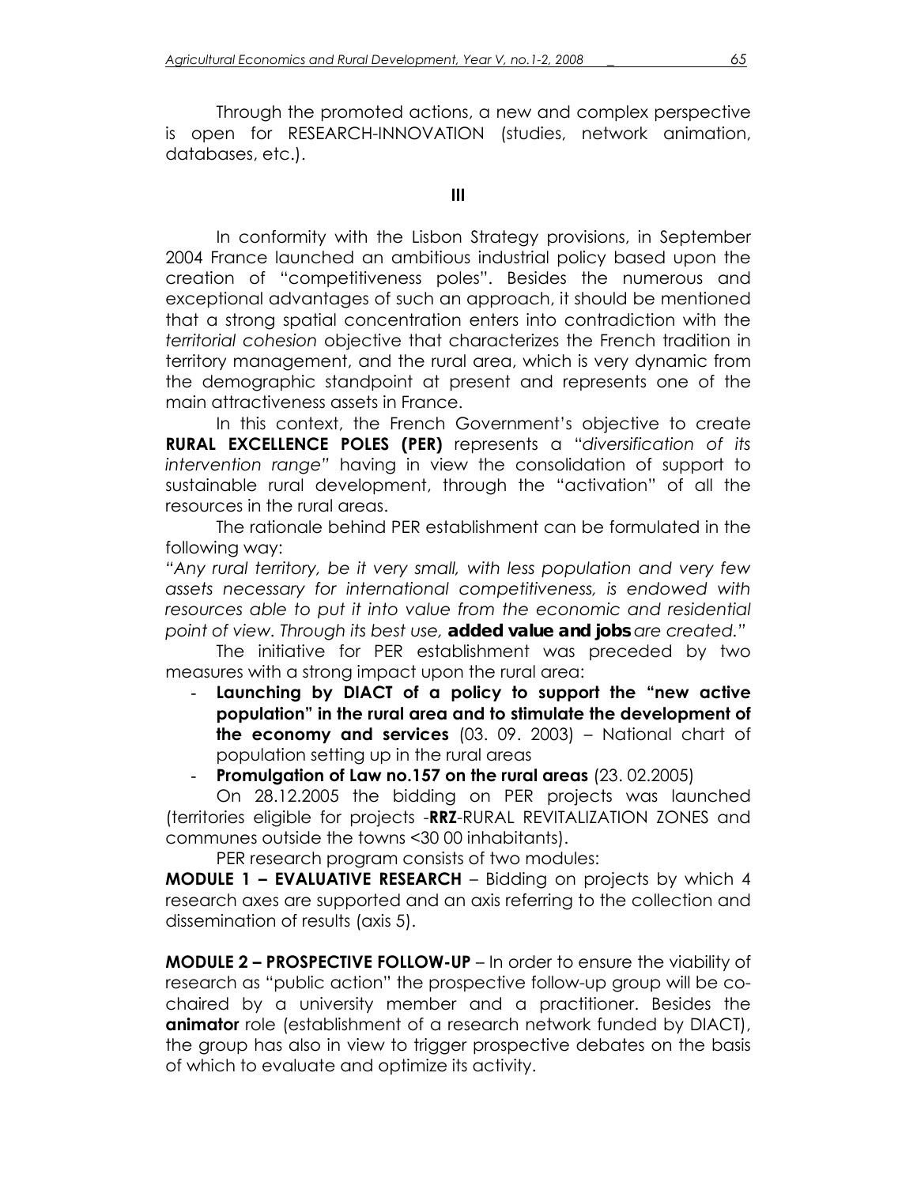Through the promoted actions, a new and complex perspective is open for RESEARCH-INNOVATION (studies, network animation, databases, etc.).

## III

In conformity with the Lisbon Strategy provisions, in September 2004 France launched an ambitious industrial policy based upon the creation of "competitiveness poles". Besides the numerous and exceptional advantages of such an approach, it should be mentioned that a strong spatial concentration enters into contradiction with the *territorial cohesion* objective that characterizes the French tradition in territory management, and the rural area, which is very dynamic from the demographic standpoint at present and represents one of the main attractiveness assets in France.

In this context, the French Government's objective to create **RURAL EXCELLENCE POLES (PER)** represents a "*diversification of its intervention range*" having in view the consolidation of support to sustainable rural development, through the "activation" of all the resources in the rural areas.

The rationale behind PER establishment can be formulated in the following way:

*"Any rural territory, be it very small, with less population and very few assets necessary for international competitiveness, is endowed with resources able to put it into value from the economic and residential point of view. Through its best use,* ***added value and jobs*** *are created."*

The initiative for PER establishment was preceded by two measures with a strong impact upon the rural area:

- **Launching by DIACT of a policy to support the "new active population" in the rural area and to stimulate the development of the economy and services** (03. 09. 2003) – National chart of population setting up in the rural areas
- **Promulgation of Law no.157 on the rural areas** (23. 02.2005)

On 28.12.2005 the bidding on PER projects was launched (territories eligible for projects -**RRZ**-RURAL REVITALIZATION ZONES and communes outside the towns <30 00 inhabitants).

PER research program consists of two modules:

**MODULE 1 – EVALUATIVE RESEARCH** – Bidding on projects by which 4 research axes are supported and an axis referring to the collection and dissemination of results (axis 5).

**MODULE 2 – PROSPECTIVE FOLLOW-UP** – In order to ensure the viability of research as "public action" the prospective follow-up group will be co-chaired by a university member and a practitioner. Besides the **animator** role (establishment of a research network funded by DIACT), the group has also in view to trigger prospective debates on the basis of which to evaluate and optimize its activity.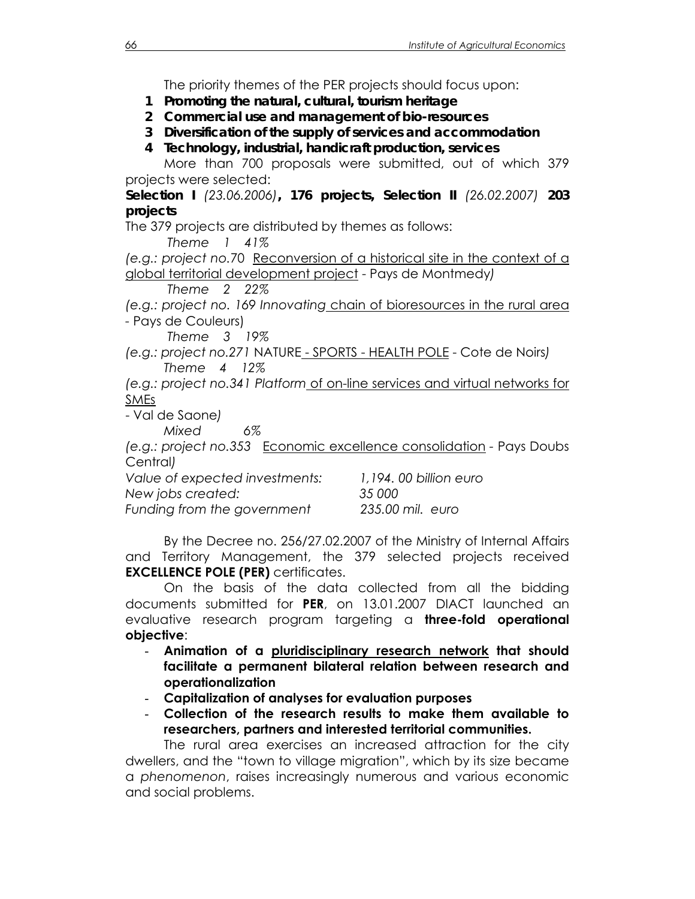The priority themes of the PER projects should focus upon:

1. **Promoting the natural, cultural, tourism heritage**
2. **Commercial use and management of bio-resources**
3. **Diversification of the supply of services and accommodation**
4. **Technology, industrial, handicraft production, services**

More than 700 proposals were submitted, out of which 379 projects were selected:

**Selection I** *(23.06.2006)***, 176 projects, Selection II** *(26.02.2007)* **203 projects**

The 379 projects are distributed by themes as follows:

*Theme 1 41%*

*(e.g.: project no.*70 Reconversion of a historical site in the context of a global territorial development project - Pays de Montmedy*)*

*Theme 2 22%*

*(e.g.: project no. 169 Innovating* chain of bioresources in the rural area - Pays de Couleurs)

*Theme 3 19%*

*(e.g.: project no.271* NATURE - SPORTS - HEALTH POLE - Cote de Noirs*)*

*Theme 4 12%*

*(e.g.: project no.341 Platform* of on-line services and virtual networks for SMEs

- Val de Saone*)*

*Mixed 6%*

*(e.g.: project no.353* Economic excellence consolidation - Pays Doubs Central*)*

*Value of expected investments: 1,194. 00 billion euro*
*New jobs created: 35 000*
*Funding from the government 235.00 mil. euro*

By the Decree no. 256/27.02.2007 of the Ministry of Internal Affairs and Territory Management, the 379 selected projects received **EXCELLENCE POLE (PER)** certificates.

On the basis of the data collected from all the bidding documents submitted for **PER**, on 13.01.2007 DIACT launched an evaluative research program targeting a **three-fold operational objective**:

- **Animation of a pluridisciplinary research network that should facilitate a permanent bilateral relation between research and operationalization**
- **Capitalization of analyses for evaluation purposes**
- **Collection of the research results to make them available to researchers, partners and interested territorial communities.**

The rural area exercises an increased attraction for the city dwellers, and the "town to village migration", which by its size became a *phenomenon*, raises increasingly numerous and various economic and social problems.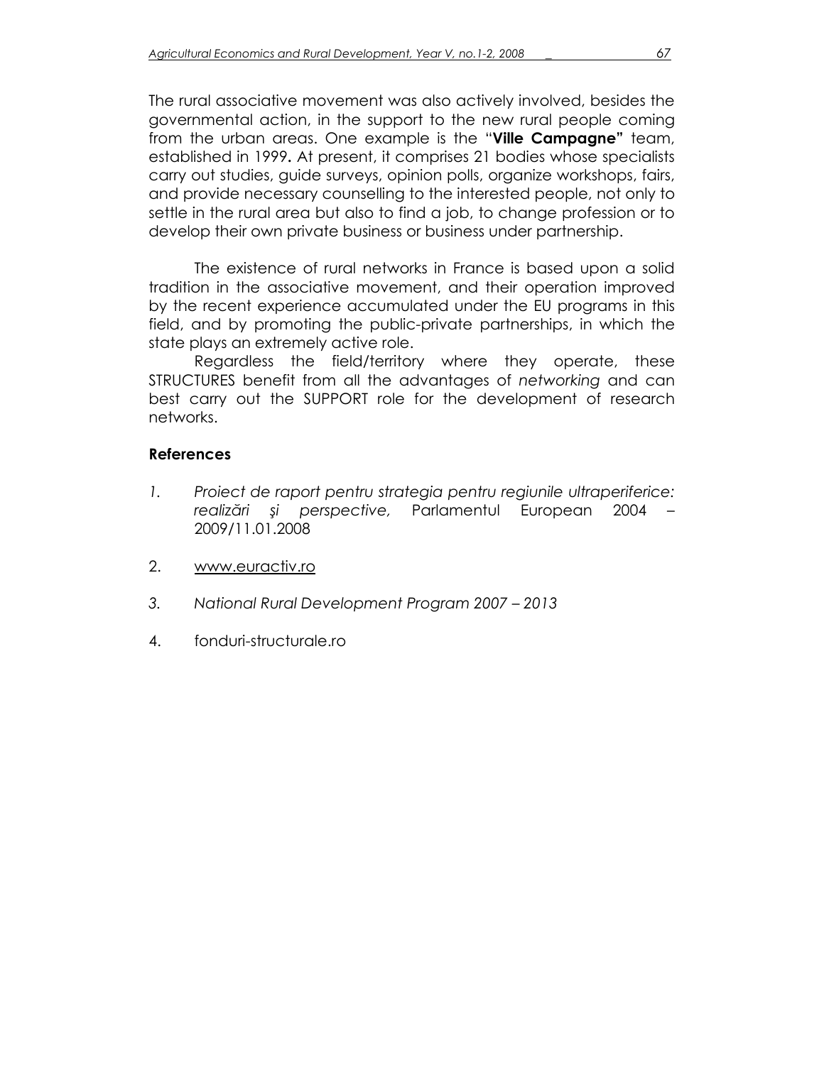The rural associative movement was also actively involved, besides the governmental action, in the support to the new rural people coming from the urban areas. One example is the "**Ville Campagne"** team, established in 1999**.** At present, it comprises 21 bodies whose specialists carry out studies, guide surveys, opinion polls, organize workshops, fairs, and provide necessary counselling to the interested people, not only to settle in the rural area but also to find a job, to change profession or to develop their own private business or business under partnership.

The existence of rural networks in France is based upon a solid tradition in the associative movement, and their operation improved by the recent experience accumulated under the EU programs in this field, and by promoting the public-private partnerships, in which the state plays an extremely active role.

Regardless the field/territory where they operate, these STRUCTURES benefit from all the advantages of *networking* and can best carry out the SUPPORT role for the development of research networks.

## References

1. *Proiect de raport pentru strategia pentru regiunile ultraperiferice: realizări şi perspective,* Parlamentul European 2004 – 2009/11.01.2008
2. www.euractiv.ro
3. *National Rural Development Program 2007 – 2013*
4. fonduri-structurale.ro